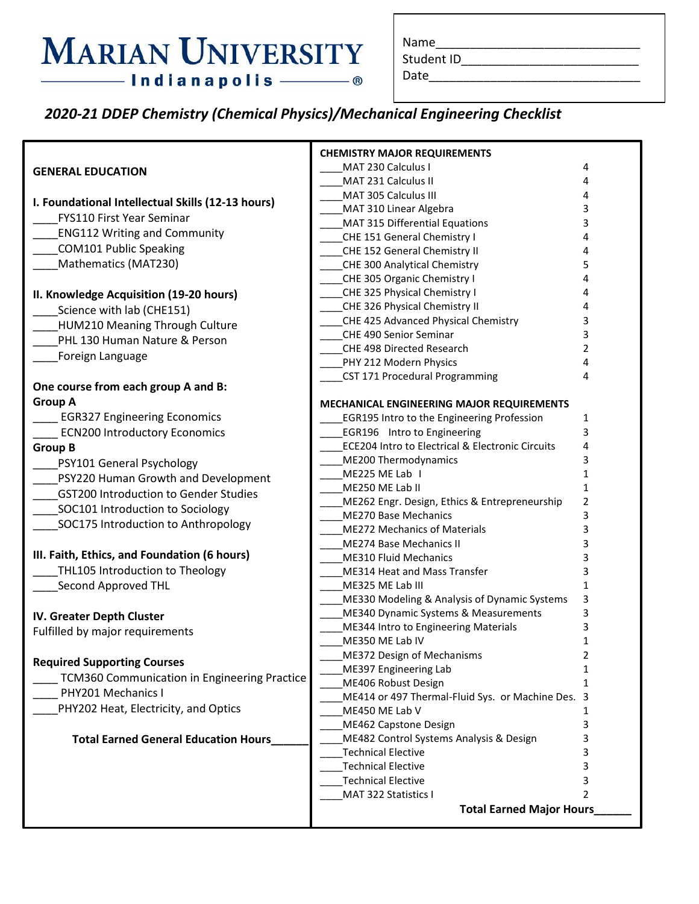# Marian University Indianapolis®

Name____________________________
Student ID________________________
Date_____________________________

## *2020-21 DDEP Chemistry (Chemical Physics)/Mechanical Engineering Checklist*

### GENERAL EDUCATION

**I. Foundational Intellectual Skills (12-13 hours)**

____FYS110 First Year Seminar
____ENG112 Writing and Community
____COM101 Public Speaking
____Mathematics (MAT230)

**II. Knowledge Acquisition (19-20 hours)**

____Science with lab (CHE151)
____HUM210 Meaning Through Culture
____PHL 130 Human Nature & Person
____Foreign Language

**One course from each group A and B:**

**Group A**

____ EGR327 Engineering Economics
____ ECN200 Introductory Economics

**Group B**

____PSY101 General Psychology
____PSY220 Human Growth and Development
____GST200 Introduction to Gender Studies
____SOC101 Introduction to Sociology
____SOC175 Introduction to Anthropology

**III. Faith, Ethics, and Foundation (6 hours)**

____THL105 Introduction to Theology
____Second Approved THL

**IV. Greater Depth Cluster**

Fulfilled by major requirements

**Required Supporting Courses**

____ TCM360 Communication in Engineering Practice
____ PHY201 Mechanics I
____PHY202 Heat, Electricity, and Optics

**Total Earned General Education Hours______**

### CHEMISTRY MAJOR REQUIREMENTS

| Course | Hours |
|---|---|
| ____MAT 230 Calculus I | 4 |
| ____MAT 231 Calculus II | 4 |
| ____MAT 305 Calculus III | 4 |
| ____MAT 310 Linear Algebra | 3 |
| ____MAT 315 Differential Equations | 3 |
| ____CHE 151 General Chemistry I | 4 |
| ____CHE 152 General Chemistry II | 4 |
| ____CHE 300 Analytical Chemistry | 5 |
| ____CHE 305 Organic Chemistry I | 4 |
| ____CHE 325 Physical Chemistry I | 4 |
| ____CHE 326 Physical Chemistry II | 4 |
| ____CHE 425 Advanced Physical Chemistry | 3 |
| ____CHE 490 Senior Seminar | 3 |
| ____CHE 498 Directed Research | 2 |
| ____PHY 212 Modern Physics | 4 |
| ____CST 171 Procedural Programming | 4 |

### MECHANICAL ENGINEERING MAJOR REQUIREMENTS

| Course | Hours |
|---|---|
| ____EGR195 Intro to the Engineering Profession | 1 |
| ____EGR196 Intro to Engineering | 3 |
| ____ECE204 Intro to Electrical & Electronic Circuits | 4 |
| ____ME200 Thermodynamics | 3 |
| ____ME225 ME Lab I | 1 |
| ____ME250 ME Lab II | 1 |
| ____ME262 Engr. Design, Ethics & Entrepreneurship | 2 |
| ____ME270 Base Mechanics | 3 |
| ____ME272 Mechanics of Materials | 3 |
| ____ME274 Base Mechanics II | 3 |
| ____ME310 Fluid Mechanics | 3 |
| ____ME314 Heat and Mass Transfer | 3 |
| ____ME325 ME Lab III | 1 |
| ____ME330 Modeling & Analysis of Dynamic Systems | 3 |
| ____ME340 Dynamic Systems & Measurements | 3 |
| ____ME344 Intro to Engineering Materials | 3 |
| ____ME350 ME Lab IV | 1 |
| ____ME372 Design of Mechanisms | 2 |
| ____ME397 Engineering Lab | 1 |
| ____ME406 Robust Design | 1 |
| ____ME414 or 497 Thermal-Fluid Sys. or Machine Des. | 3 |
| ____ME450 ME Lab V | 1 |
| ____ME462 Capstone Design | 3 |
| ____ME482 Control Systems Analysis & Design | 3 |
| ____Technical Elective | 3 |
| ____Technical Elective | 3 |
| ____Technical Elective | 3 |
| ____MAT 322 Statistics I | 2 |

**Total Earned Major Hours______**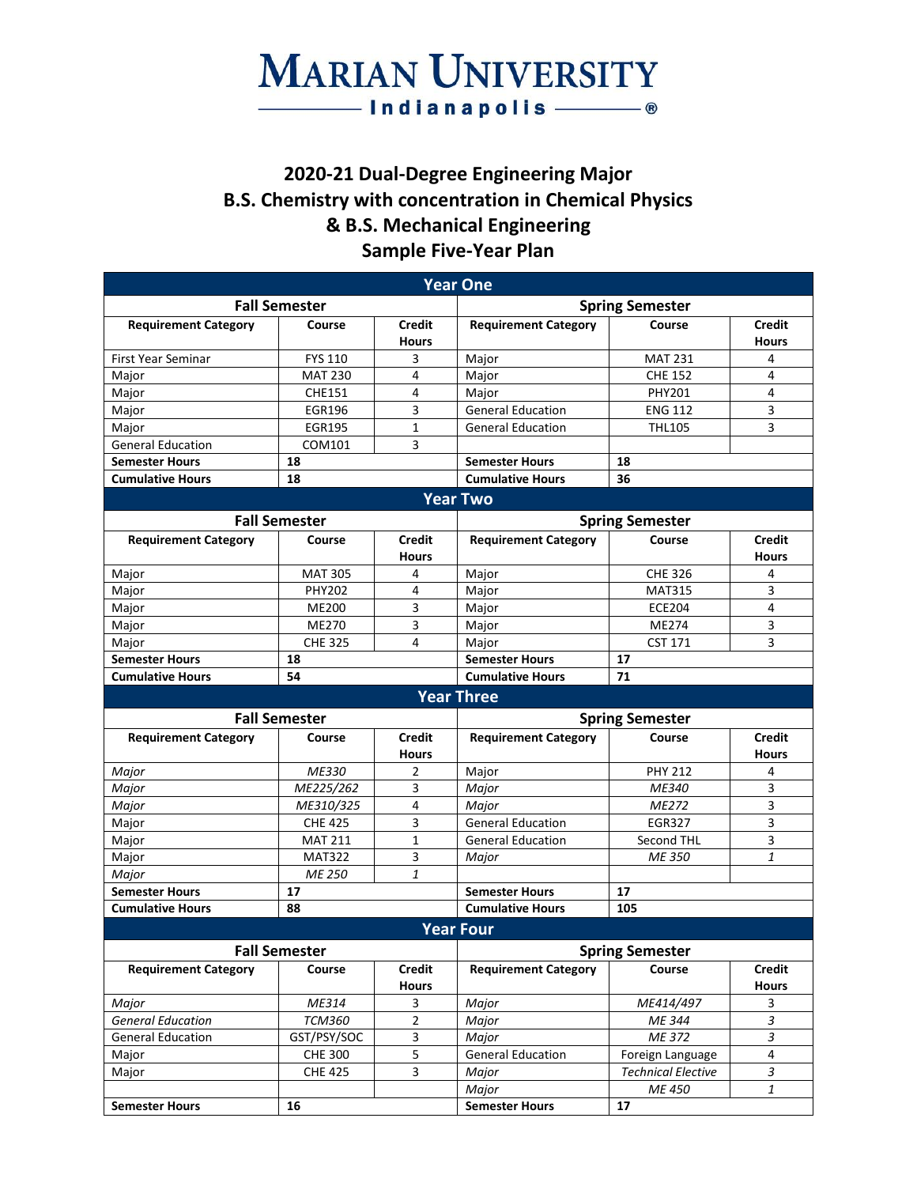# MARIAN UNIVERSITY
## Indianapolis ®

# 2020-21 Dual-Degree Engineering Major
# B.S. Chemistry with concentration in Chemical Physics
# & B.S. Mechanical Engineering
# Sample Five-Year Plan

## Year One

| Fall Semester | | | Spring Semester | | |
|---|---|---|---|---|---|
| **Requirement Category** | **Course** | **Credit Hours** | **Requirement Category** | **Course** | **Credit Hours** |
| First Year Seminar | FYS 110 | 3 | Major | MAT 231 | 4 |
| Major | MAT 230 | 4 | Major | CHE 152 | 4 |
| Major | CHE151 | 4 | Major | PHY201 | 4 |
| Major | EGR196 | 3 | General Education | ENG 112 | 3 |
| Major | EGR195 | 1 | General Education | THL105 | 3 |
| General Education | COM101 | 3 | | | |
| **Semester Hours** | **18** | | **Semester Hours** | **18** | |
| **Cumulative Hours** | **18** | | **Cumulative Hours** | **36** | |

## Year Two

| Fall Semester | | | Spring Semester | | |
|---|---|---|---|---|---|
| **Requirement Category** | **Course** | **Credit Hours** | **Requirement Category** | **Course** | **Credit Hours** |
| Major | MAT 305 | 4 | Major | CHE 326 | 4 |
| Major | PHY202 | 4 | Major | MAT315 | 3 |
| Major | ME200 | 3 | Major | ECE204 | 4 |
| Major | ME270 | 3 | Major | ME274 | 3 |
| Major | CHE 325 | 4 | Major | CST 171 | 3 |
| **Semester Hours** | **18** | | **Semester Hours** | **17** | |
| **Cumulative Hours** | **54** | | **Cumulative Hours** | **71** | |

## Year Three

| Fall Semester | | | Spring Semester | | |
|---|---|---|---|---|---|
| **Requirement Category** | **Course** | **Credit Hours** | **Requirement Category** | **Course** | **Credit Hours** |
| *Major* | *ME330* | 2 | Major | PHY 212 | 4 |
| *Major* | *ME225/262* | 3 | *Major* | *ME340* | 3 |
| *Major* | *ME310/325* | 4 | *Major* | *ME272* | 3 |
| Major | CHE 425 | 3 | General Education | EGR327 | 3 |
| Major | MAT 211 | 1 | General Education | Second THL | 3 |
| Major | MAT322 | 3 | *Major* | *ME 350* | *1* |
| *Major* | *ME 250* | *1* | | | |
| **Semester Hours** | **17** | | **Semester Hours** | **17** | |
| **Cumulative Hours** | **88** | | **Cumulative Hours** | **105** | |

## Year Four

| Fall Semester | | | Spring Semester | | |
|---|---|---|---|---|---|
| **Requirement Category** | **Course** | **Credit Hours** | **Requirement Category** | **Course** | **Credit Hours** |
| *Major* | *ME314* | 3 | *Major* | *ME414/497* | 3 |
| *General Education* | *TCM360* | 2 | *Major* | *ME 344* | *3* |
| General Education | GST/PSY/SOC | 3 | *Major* | *ME 372* | *3* |
| Major | CHE 300 | 5 | General Education | Foreign Language | 4 |
| Major | CHE 425 | 3 | *Major* | *Technical Elective* | *3* |
| | | | *Major* | *ME 450* | *1* |
| **Semester Hours** | **16** | | **Semester Hours** | **17** | |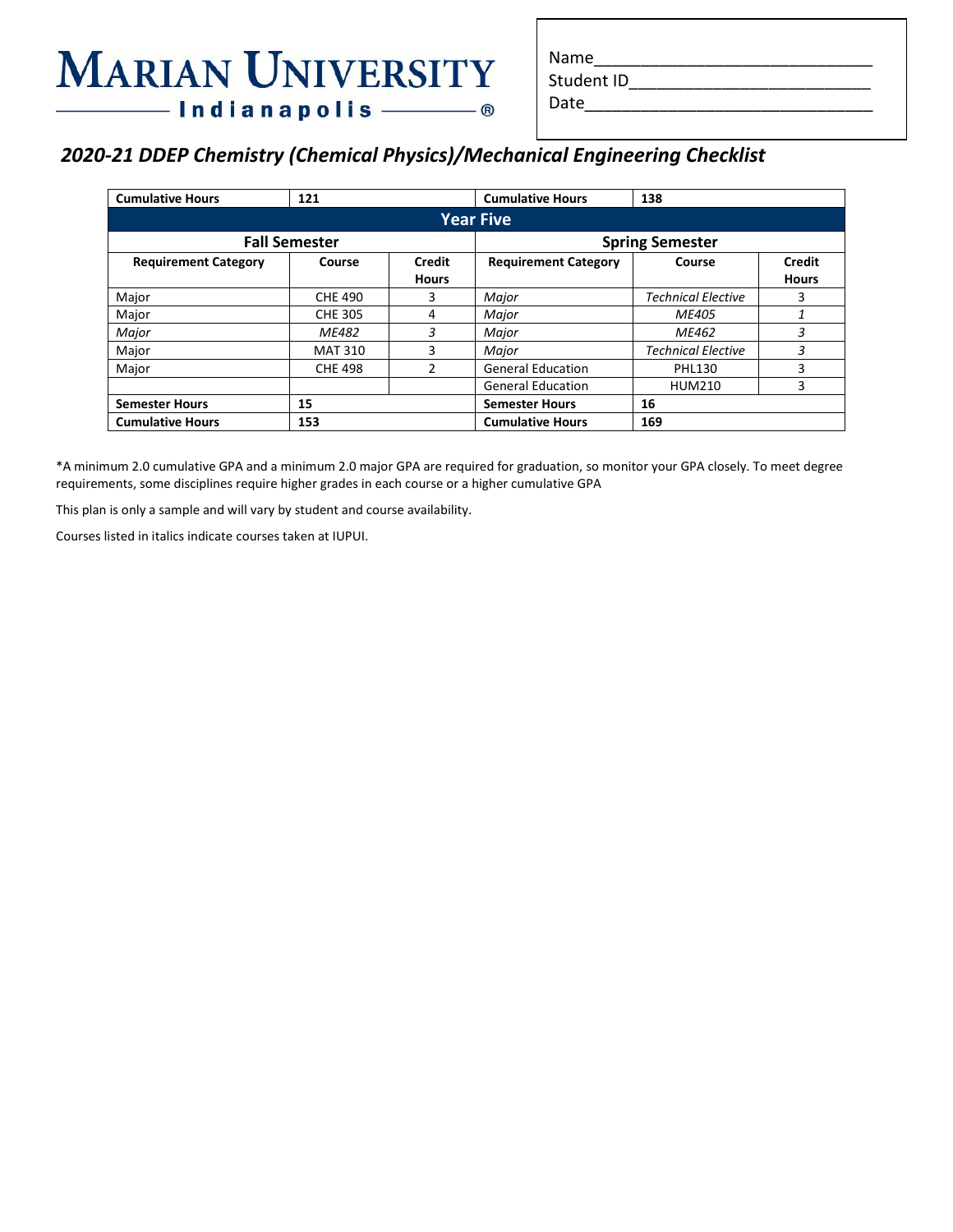# MARIAN UNIVERSITY
## Indianapolis

Name____________________________
Student ID________________________
Date_____________________________

## *2020-21 DDEP Chemistry (Chemical Physics)/Mechanical Engineering Checklist*

| **Cumulative Hours** | **121** | | **Cumulative Hours** | **138** | |
|---|---|---|---|---|---|
| **Year Five** | | | | | |
| **Fall Semester** | | | **Spring Semester** | | |
| **Requirement Category** | **Course** | **Credit Hours** | **Requirement Category** | **Course** | **Credit Hours** |
| Major | CHE 490 | 3 | *Major* | *Technical Elective* | 3 |
| Major | CHE 305 | 4 | *Major* | *ME405* | *1* |
| *Major* | *ME482* | *3* | *Major* | *ME462* | *3* |
| Major | MAT 310 | 3 | *Major* | *Technical Elective* | *3* |
| Major | CHE 498 | 2 | General Education | PHL130 | 3 |
| | | | General Education | HUM210 | 3 |
| **Semester Hours** | **15** | | **Semester Hours** | **16** | |
| **Cumulative Hours** | **153** | | **Cumulative Hours** | **169** | |

*A minimum 2.0 cumulative GPA and a minimum 2.0 major GPA are required for graduation, so monitor your GPA closely. To meet degree requirements, some disciplines require higher grades in each course or a higher cumulative GPA

This plan is only a sample and will vary by student and course availability.

Courses listed in italics indicate courses taken at IUPUI.